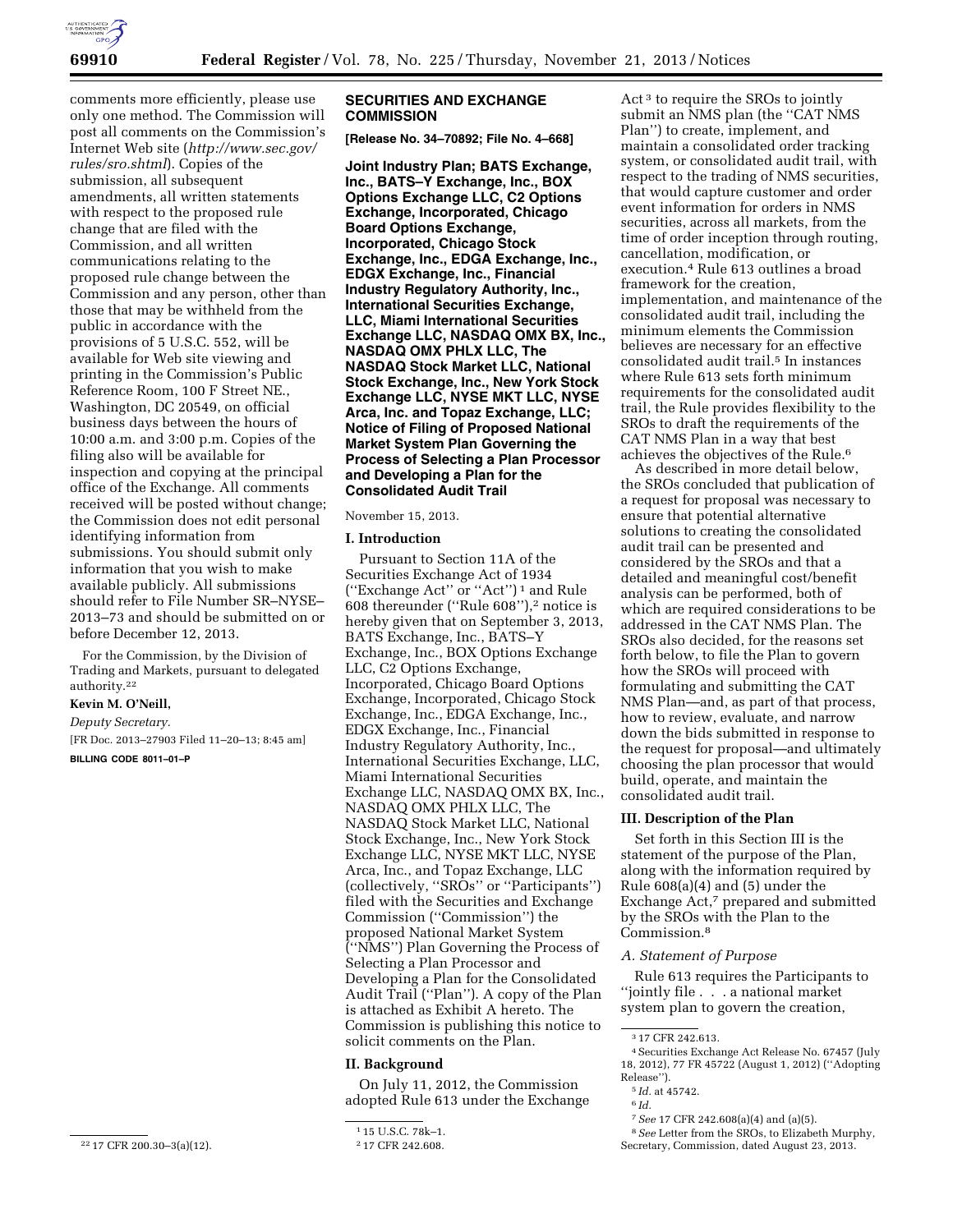comments more efficiently, please use only one method. The Commission will post all comments on the Commission's Internet Web site (*http://www.sec.gov/rules/sro.shtml*). Copies of the submission, all subsequent amendments, all written statements with respect to the proposed rule change that are filed with the Commission, and all written communications relating to the proposed rule change between the Commission and any person, other than those that may be withheld from the public in accordance with the provisions of 5 U.S.C. 552, will be available for Web site viewing and printing in the Commission's Public Reference Room, 100 F Street NE., Washington, DC 20549, on official business days between the hours of 10:00 a.m. and 3:00 p.m. Copies of the filing also will be available for inspection and copying at the principal office of the Exchange. All comments received will be posted without change; the Commission does not edit personal identifying information from submissions. You should submit only information that you wish to make available publicly. All submissions should refer to File Number SR–NYSE–2013–73 and should be submitted on or before December 12, 2013.

For the Commission, by the Division of Trading and Markets, pursuant to delegated authority.[22]

**Kevin M. O'Neill,**

*Deputy Secretary.*

[FR Doc. 2013–27903 Filed 11–20–13; 8:45 am]

**BILLING CODE 8011–01–P**

[22] 17 CFR 200.30–3(a)(12).

## SECURITIES AND EXCHANGE COMMISSION

**[Release No. 34–70892; File No. 4–668]**

**Joint Industry Plan; BATS Exchange, Inc., BATS–Y Exchange, Inc., BOX Options Exchange LLC, C2 Options Exchange, Incorporated, Chicago Board Options Exchange, Incorporated, Chicago Stock Exchange, Inc., EDGA Exchange, Inc., EDGX Exchange, Inc., Financial Industry Regulatory Authority, Inc., International Securities Exchange, LLC, Miami International Securities Exchange LLC, NASDAQ OMX BX, Inc., NASDAQ OMX PHLX LLC, The NASDAQ Stock Market LLC, National Stock Exchange, Inc., New York Stock Exchange LLC, NYSE MKT LLC, NYSE Arca, Inc. and Topaz Exchange, LLC; Notice of Filing of Proposed National Market System Plan Governing the Process of Selecting a Plan Processor and Developing a Plan for the Consolidated Audit Trail**

November 15, 2013.

### I. Introduction

Pursuant to Section 11A of the Securities Exchange Act of 1934 ("Exchange Act" or "Act")[1] and Rule 608 thereunder ("Rule 608"),[2] notice is hereby given that on September 3, 2013, BATS Exchange, Inc., BATS–Y Exchange, Inc., BOX Options Exchange LLC, C2 Options Exchange, Incorporated, Chicago Board Options Exchange, Incorporated, Chicago Stock Exchange, Inc., EDGA Exchange, Inc., EDGX Exchange, Inc., Financial Industry Regulatory Authority, Inc., International Securities Exchange, LLC, Miami International Securities Exchange LLC, NASDAQ OMX BX, Inc., NASDAQ OMX PHLX LLC, The NASDAQ Stock Market LLC, National Stock Exchange, Inc., New York Stock Exchange LLC, NYSE MKT LLC, NYSE Arca, Inc., and Topaz Exchange, LLC (collectively, "SROs" or "Participants") filed with the Securities and Exchange Commission ("Commission") the proposed National Market System ("NMS") Plan Governing the Process of Selecting a Plan Processor and Developing a Plan for the Consolidated Audit Trail ("Plan"). A copy of the Plan is attached as Exhibit A hereto. The Commission is publishing this notice to solicit comments on the Plan.

### II. Background

On July 11, 2012, the Commission adopted Rule 613 under the Exchange Act[3] to require the SROs to jointly submit an NMS plan (the "CAT NMS Plan") to create, implement, and maintain a consolidated order tracking system, or consolidated audit trail, with respect to the trading of NMS securities, that would capture customer and order event information for orders in NMS securities, across all markets, from the time of order inception through routing, cancellation, modification, or execution.[4] Rule 613 outlines a broad framework for the creation, implementation, and maintenance of the consolidated audit trail, including the minimum elements the Commission believes are necessary for an effective consolidated audit trail.[5] In instances where Rule 613 sets forth minimum requirements for the consolidated audit trail, the Rule provides flexibility to the SROs to draft the requirements of the CAT NMS Plan in a way that best achieves the objectives of the Rule.[6]

As described in more detail below, the SROs concluded that publication of a request for proposal was necessary to ensure that potential alternative solutions to creating the consolidated audit trail can be presented and considered by the SROs and that a detailed and meaningful cost/benefit analysis can be performed, both of which are required considerations to be addressed in the CAT NMS Plan. The SROs also decided, for the reasons set forth below, to file the Plan to govern how the SROs will proceed with formulating and submitting the CAT NMS Plan—and, as part of that process, how to review, evaluate, and narrow down the bids submitted in response to the request for proposal—and ultimately choosing the plan processor that would build, operate, and maintain the consolidated audit trail.

### III. Description of the Plan

Set forth in this Section III is the statement of the purpose of the Plan, along with the information required by Rule 608(a)(4) and (5) under the Exchange Act,[7] prepared and submitted by the SROs with the Plan to the Commission.[8]

#### *A. Statement of Purpose*

Rule 613 requires the Participants to "jointly file . . . a national market system plan to govern the creation,

[1] 15 U.S.C. 78k–1.

[2] 17 CFR 242.608.

[3] 17 CFR 242.613.

[4] Securities Exchange Act Release No. 67457 (July 18, 2012), 77 FR 45722 (August 1, 2012) ("Adopting Release").

[5] *Id.* at 45742.

[6] *Id.*

[7] *See* 17 CFR 242.608(a)(4) and (a)(5).

[8] *See* Letter from the SROs, to Elizabeth Murphy, Secretary, Commission, dated August 23, 2013.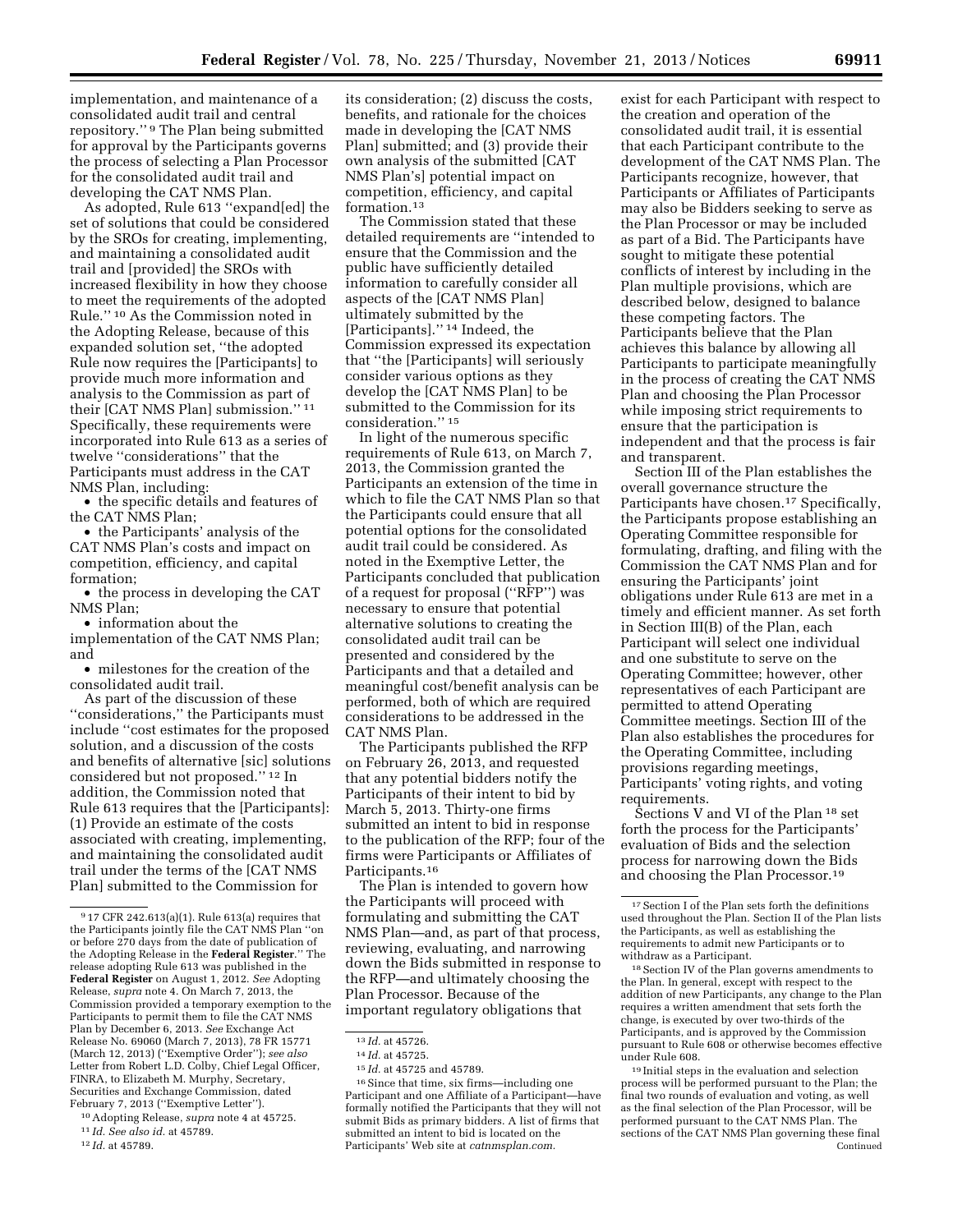implementation, and maintenance of a consolidated audit trail and central repository.'' [9] The Plan being submitted for approval by the Participants governs the process of selecting a Plan Processor for the consolidated audit trail and developing the CAT NMS Plan.

As adopted, Rule 613 ''expand[ed] the set of solutions that could be considered by the SROs for creating, implementing, and maintaining a consolidated audit trail and [provided] the SROs with increased flexibility in how they choose to meet the requirements of the adopted Rule.'' [10] As the Commission noted in the Adopting Release, because of this expanded solution set, ''the adopted Rule now requires the [Participants] to provide much more information and analysis to the Commission as part of their [CAT NMS Plan] submission.'' [11] Specifically, these requirements were incorporated into Rule 613 as a series of twelve ''considerations'' that the Participants must address in the CAT NMS Plan, including:

- the specific details and features of the CAT NMS Plan;
- the Participants' analysis of the CAT NMS Plan's costs and impact on competition, efficiency, and capital formation;
- the process in developing the CAT NMS Plan;
- information about the implementation of the CAT NMS Plan; and
- milestones for the creation of the consolidated audit trail.

As part of the discussion of these ''considerations,'' the Participants must include ''cost estimates for the proposed solution, and a discussion of the costs and benefits of alternative [sic] solutions considered but not proposed.'' [12] In addition, the Commission noted that Rule 613 requires that the [Participants]: (1) Provide an estimate of the costs associated with creating, implementing, and maintaining the consolidated audit trail under the terms of the [CAT NMS Plan] submitted to the Commission for its consideration; (2) discuss the costs, benefits, and rationale for the choices made in developing the [CAT NMS Plan] submitted; and (3) provide their own analysis of the submitted [CAT NMS Plan's] potential impact on competition, efficiency, and capital formation. [13]

The Commission stated that these detailed requirements are ''intended to ensure that the Commission and the public have sufficiently detailed information to carefully consider all aspects of the [CAT NMS Plan] ultimately submitted by the [Participants].'' [14] Indeed, the Commission expressed its expectation that ''the [Participants] will seriously consider various options as they develop the [CAT NMS Plan] to be submitted to the Commission for its consideration.'' [15]

In light of the numerous specific requirements of Rule 613, on March 7, 2013, the Commission granted the Participants an extension of the time in which to file the CAT NMS Plan so that the Participants could ensure that all potential options for the consolidated audit trail could be considered. As noted in the Exemptive Letter, the Participants concluded that publication of a request for proposal (''RFP'') was necessary to ensure that potential alternative solutions to creating the consolidated audit trail can be presented and considered by the Participants and that a detailed and meaningful cost/benefit analysis can be performed, both of which are required considerations to be addressed in the CAT NMS Plan.

The Participants published the RFP on February 26, 2013, and requested that any potential bidders notify the Participants of their intent to bid by March 5, 2013. Thirty-one firms submitted an intent to bid in response to the publication of the RFP; four of the firms were Participants or Affiliates of Participants. [16]

The Plan is intended to govern how the Participants will proceed with formulating and submitting the CAT NMS Plan—and, as part of that process, reviewing, evaluating, and narrowing down the Bids submitted in response to the RFP—and ultimately choosing the Plan Processor. Because of the important regulatory obligations that exist for each Participant with respect to the creation and operation of the consolidated audit trail, it is essential that each Participant contribute to the development of the CAT NMS Plan. The Participants recognize, however, that Participants or Affiliates of Participants may also be Bidders seeking to serve as the Plan Processor or may be included as part of a Bid. The Participants have sought to mitigate these potential conflicts of interest by including in the Plan multiple provisions, which are described below, designed to balance these competing factors. The Participants believe that the Plan achieves this balance by allowing all Participants to participate meaningfully in the process of creating the CAT NMS Plan and choosing the Plan Processor while imposing strict requirements to ensure that the participation is independent and that the process is fair and transparent.

Section III of the Plan establishes the overall governance structure the Participants have chosen. [17] Specifically, the Participants propose establishing an Operating Committee responsible for formulating, drafting, and filing with the Commission the CAT NMS Plan and for ensuring the Participants' joint obligations under Rule 613 are met in a timely and efficient manner. As set forth in Section III(B) of the Plan, each Participant will select one individual and one substitute to serve on the Operating Committee; however, other representatives of each Participant are permitted to attend Operating Committee meetings. Section III of the Plan also establishes the procedures for the Operating Committee, including provisions regarding meetings, Participants' voting rights, and voting requirements.

Sections V and VI of the Plan [18] set forth the process for the Participants' evaluation of Bids and the selection process for narrowing down the Bids and choosing the Plan Processor. [19]

---

[9] 17 CFR 242.613(a)(1). Rule 613(a) requires that the Participants jointly file the CAT NMS Plan ''on or before 270 days from the date of publication of the Adopting Release in the **Federal Register**.'' The release adopting Rule 613 was published in the **Federal Register** on August 1, 2012. *See* Adopting Release, *supra* note 4. On March 7, 2013, the Commission provided a temporary exemption to the Participants to permit them to file the CAT NMS Plan by December 6, 2013. *See* Exchange Act Release No. 69060 (March 7, 2013), 78 FR 15771 (March 12, 2013) (''Exemptive Order''); *see also* Letter from Robert L.D. Colby, Chief Legal Officer, FINRA, to Elizabeth M. Murphy, Secretary, Securities and Exchange Commission, dated February 7, 2013 (''Exemptive Letter'').

[10] Adopting Release, *supra* note 4 at 45725.

[11] *Id. See also id.* at 45789.

[12] *Id.* at 45789.

[13] *Id.* at 45726.

[14] *Id.* at 45725.

[15] *Id.* at 45725 and 45789.

[16] Since that time, six firms—including one Participant and one Affiliate of a Participant—have formally notified the Participants that they will not submit Bids as primary bidders. A list of firms that submitted an intent to bid is located on the Participants' Web site at *catnmsplan.com.*

[17] Section I of the Plan sets forth the definitions used throughout the Plan. Section II of the Plan lists the Participants, as well as establishing the requirements to admit new Participants or to withdraw as a Participant.

[18] Section IV of the Plan governs amendments to the Plan. In general, except with respect to the addition of new Participants, any change to the Plan requires a written amendment that sets forth the change, is executed by over two-thirds of the Participants, and is approved by the Commission pursuant to Rule 608 or otherwise becomes effective under Rule 608.

[19] Initial steps in the evaluation and selection process will be performed pursuant to the Plan; the final two rounds of evaluation and voting, as well as the final selection of the Plan Processor, will be performed pursuant to the CAT NMS Plan. The sections of the CAT NMS Plan governing these final Continued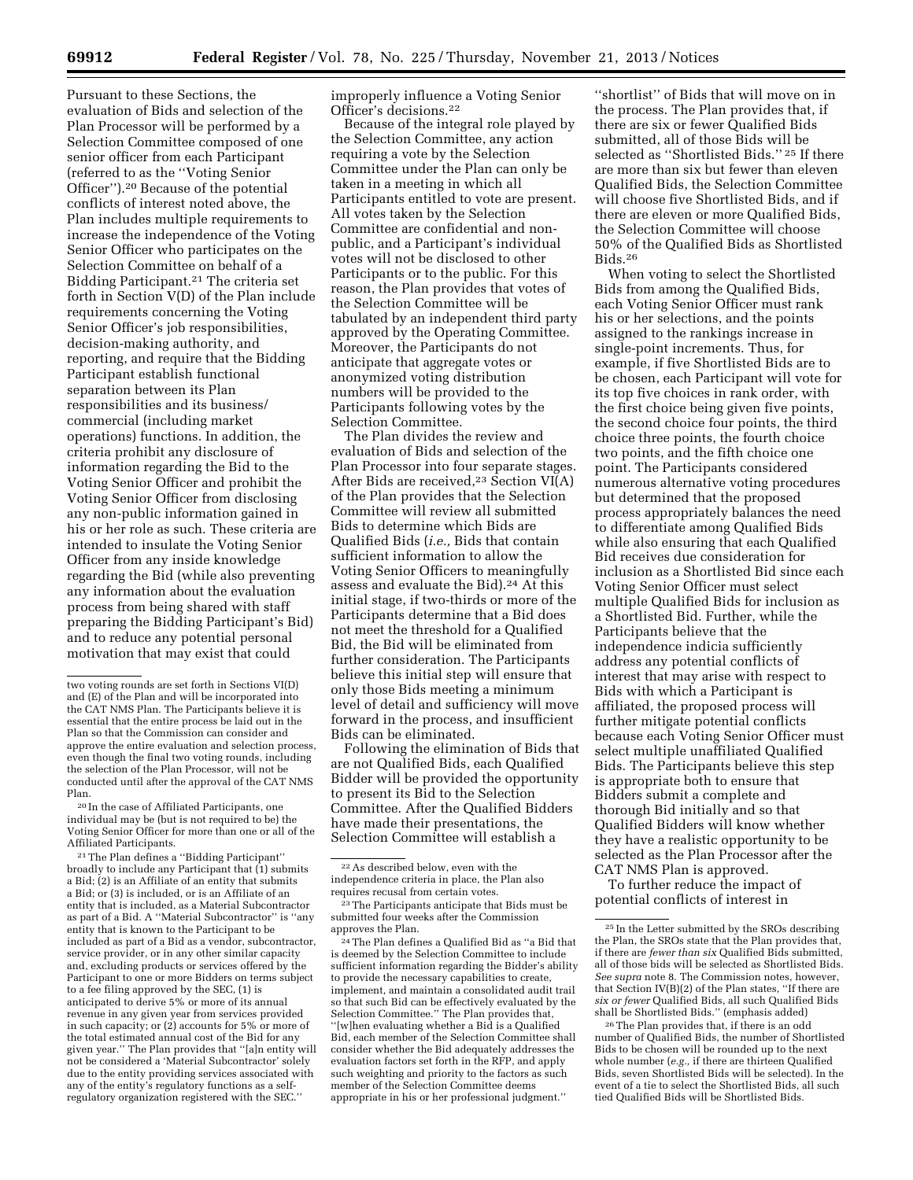Pursuant to these Sections, the evaluation of Bids and selection of the Plan Processor will be performed by a Selection Committee composed of one senior officer from each Participant (referred to as the ''Voting Senior Officer'').[20] Because of the potential conflicts of interest noted above, the Plan includes multiple requirements to increase the independence of the Voting Senior Officer who participates on the Selection Committee on behalf of a Bidding Participant.[21] The criteria set forth in Section V(D) of the Plan include requirements concerning the Voting Senior Officer's job responsibilities, decision-making authority, and reporting, and require that the Bidding Participant establish functional separation between its Plan responsibilities and its business/commercial (including market operations) functions. In addition, the criteria prohibit any disclosure of information regarding the Bid to the Voting Senior Officer and prohibit the Voting Senior Officer from disclosing any non-public information gained in his or her role as such. These criteria are intended to insulate the Voting Senior Officer from any inside knowledge regarding the Bid (while also preventing any information about the evaluation process from being shared with staff preparing the Bidding Participant's Bid) and to reduce any potential personal motivation that may exist that could improperly influence a Voting Senior Officer's decisions.[22]

Because of the integral role played by the Selection Committee, any action requiring a vote by the Selection Committee under the Plan can only be taken in a meeting in which all Participants entitled to vote are present. All votes taken by the Selection Committee are confidential and non-public, and a Participant's individual votes will not be disclosed to other Participants or to the public. For this reason, the Plan provides that votes of the Selection Committee will be tabulated by an independent third party approved by the Operating Committee. Moreover, the Participants do not anticipate that aggregate votes or anonymized voting distribution numbers will be provided to the Participants following votes by the Selection Committee.

The Plan divides the review and evaluation of Bids and selection of the Plan Processor into four separate stages. After Bids are received,[23] Section VI(A) of the Plan provides that the Selection Committee will review all submitted Bids to determine which Bids are Qualified Bids (*i.e.,* Bids that contain sufficient information to allow the Voting Senior Officers to meaningfully assess and evaluate the Bid).[24] At this initial stage, if two-thirds or more of the Participants determine that a Bid does not meet the threshold for a Qualified Bid, the Bid will be eliminated from further consideration. The Participants believe this initial step will ensure that only those Bids meeting a minimum level of detail and sufficiency will move forward in the process, and insufficient Bids can be eliminated.

Following the elimination of Bids that are not Qualified Bids, each Qualified Bidder will be provided the opportunity to present its Bid to the Selection Committee. After the Qualified Bidders have made their presentations, the Selection Committee will establish a ''shortlist'' of Bids that will move on in the process. The Plan provides that, if there are six or fewer Qualified Bids submitted, all of those Bids will be selected as ''Shortlisted Bids.''[25] If there are more than six but fewer than eleven Qualified Bids, the Selection Committee will choose five Shortlisted Bids, and if there are eleven or more Qualified Bids, the Selection Committee will choose 50% of the Qualified Bids as Shortlisted Bids.[26]

When voting to select the Shortlisted Bids from among the Qualified Bids, each Voting Senior Officer must rank his or her selections, and the points assigned to the rankings increase in single-point increments. Thus, for example, if five Shortlisted Bids are to be chosen, each Participant will vote for its top five choices in rank order, with the first choice being given five points, the second choice four points, the third choice three points, the fourth choice two points, and the fifth choice one point. The Participants considered numerous alternative voting procedures but determined that the proposed process appropriately balances the need to differentiate among Qualified Bids while also ensuring that each Qualified Bid receives due consideration for inclusion as a Shortlisted Bid since each Voting Senior Officer must select multiple Qualified Bids for inclusion as a Shortlisted Bid. Further, while the Participants believe that the independence indicia sufficiently address any potential conflicts of interest that may arise with respect to Bids with which a Participant is affiliated, the proposed process will further mitigate potential conflicts because each Voting Senior Officer must select multiple unaffiliated Qualified Bids. The Participants believe this step is appropriate both to ensure that Bidders submit a complete and thorough Bid initially and so that Qualified Bidders will know whether they have a realistic opportunity to be selected as the Plan Processor after the CAT NMS Plan is approved.

To further reduce the impact of potential conflicts of interest in

---

two voting rounds are set forth in Sections VI(D) and (E) of the Plan and will be incorporated into the CAT NMS Plan. The Participants believe it is essential that the entire process be laid out in the Plan so that the Commission can consider and approve the entire evaluation and selection process, even though the final two voting rounds, including the selection of the Plan Processor, will not be conducted until after the approval of the CAT NMS Plan.

[20] In the case of Affiliated Participants, one individual may be (but is not required to be) the Voting Senior Officer for more than one or all of the Affiliated Participants.

[21] The Plan defines a ''Bidding Participant'' broadly to include any Participant that (1) submits a Bid; (2) is an Affiliate of an entity that submits a Bid; or (3) is included, or is an Affiliate of an entity that is included, as a Material Subcontractor as part of a Bid. A ''Material Subcontractor'' is ''any entity that is known to the Participant to be included as part of a Bid as a vendor, subcontractor, service provider, or in any other similar capacity and, excluding products or services offered by the Participant to one or more Bidders on terms subject to a fee filing approved by the SEC, (1) is anticipated to derive 5% or more of its annual revenue in any given year from services provided in such capacity; or (2) accounts for 5% or more of the total estimated annual cost of the Bid for any given year.'' The Plan provides that ''[a]n entity will not be considered a 'Material Subcontractor' solely due to the entity providing services associated with any of the entity's regulatory functions as a self-regulatory organization registered with the SEC.''

[22] As described below, even with the independence criteria in place, the Plan also requires recusal from certain votes.

[23] The Participants anticipate that Bids must be submitted four weeks after the Commission approves the Plan.

[24] The Plan defines a Qualified Bid as ''a Bid that is deemed by the Selection Committee to include sufficient information regarding the Bidder's ability to provide the necessary capabilities to create, implement, and maintain a consolidated audit trail so that such Bid can be effectively evaluated by the Selection Committee.'' The Plan provides that, ''[w]hen evaluating whether a Bid is a Qualified Bid, each member of the Selection Committee shall consider whether the Bid adequately addresses the evaluation factors set forth in the RFP, and apply such weighting and priority to the factors as such member of the Selection Committee deems appropriate in his or her professional judgment.''

[25] In the Letter submitted by the SROs describing the Plan, the SROs state that the Plan provides that, if there are *fewer than six* Qualified Bids submitted, all of those bids will be selected as Shortlisted Bids. *See supra* note 8. The Commission notes, however, that Section IV(B)(2) of the Plan states, ''If there are *six or fewer* Qualified Bids, all such Qualified Bids shall be Shortlisted Bids.'' (emphasis added)

[26] The Plan provides that, if there is an odd number of Qualified Bids, the number of Shortlisted Bids to be chosen will be rounded up to the next whole number (*e.g.,* if there are thirteen Qualified Bids, seven Shortlisted Bids will be selected). In the event of a tie to select the Shortlisted Bids, all such tied Qualified Bids will be Shortlisted Bids.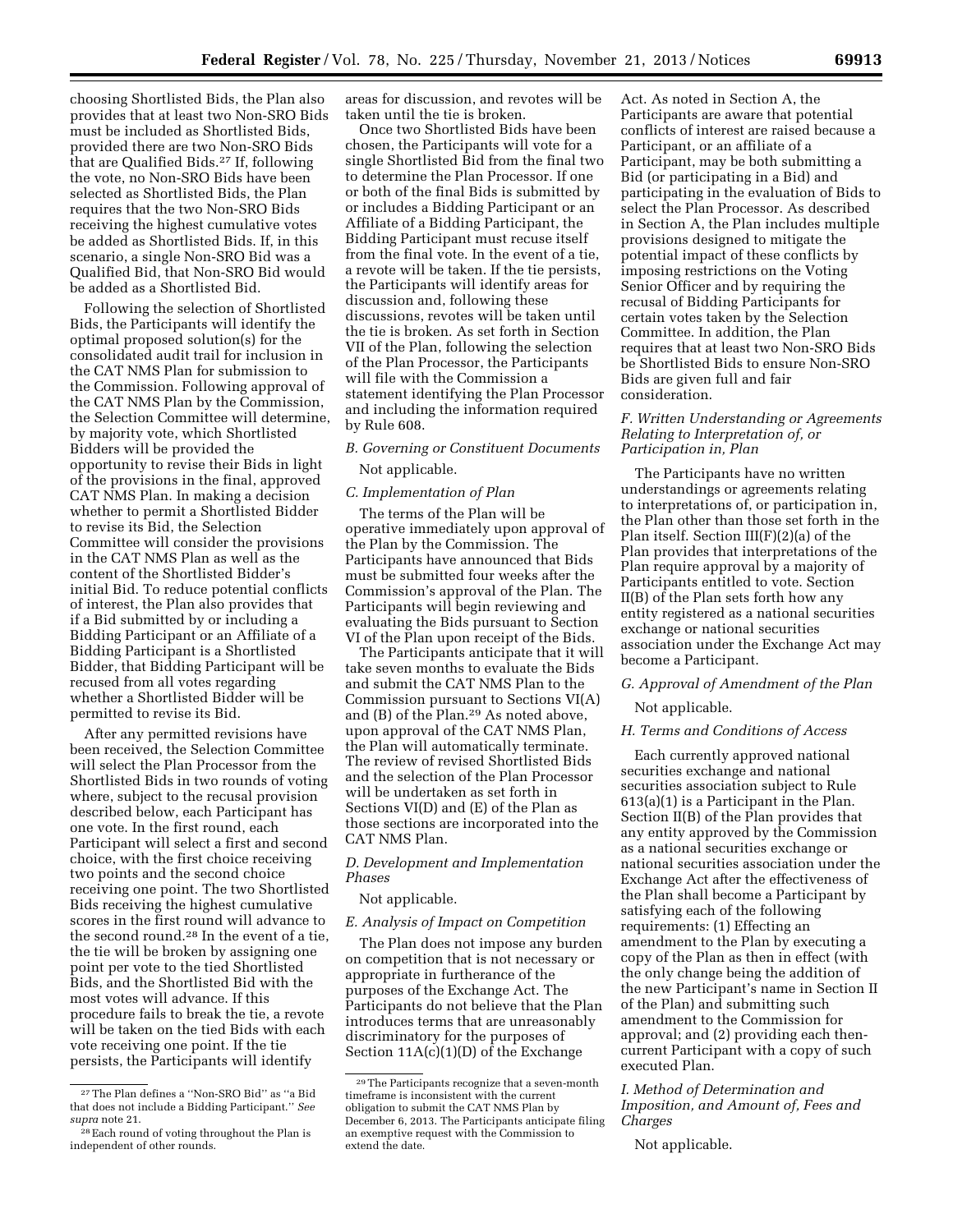choosing Shortlisted Bids, the Plan also provides that at least two Non-SRO Bids must be included as Shortlisted Bids, provided there are two Non-SRO Bids that are Qualified Bids.[27] If, following the vote, no Non-SRO Bids have been selected as Shortlisted Bids, the Plan requires that the two Non-SRO Bids receiving the highest cumulative votes be added as Shortlisted Bids. If, in this scenario, a single Non-SRO Bid was a Qualified Bid, that Non-SRO Bid would be added as a Shortlisted Bid.

Following the selection of Shortlisted Bids, the Participants will identify the optimal proposed solution(s) for the consolidated audit trail for inclusion in the CAT NMS Plan for submission to the Commission. Following approval of the CAT NMS Plan by the Commission, the Selection Committee will determine, by majority vote, which Shortlisted Bidders will be provided the opportunity to revise their Bids in light of the provisions in the final, approved CAT NMS Plan. In making a decision whether to permit a Shortlisted Bidder to revise its Bid, the Selection Committee will consider the provisions in the CAT NMS Plan as well as the content of the Shortlisted Bidder's initial Bid. To reduce potential conflicts of interest, the Plan also provides that if a Bid submitted by or including a Bidding Participant or an Affiliate of a Bidding Participant is a Shortlisted Bidder, that Bidding Participant will be recused from all votes regarding whether a Shortlisted Bidder will be permitted to revise its Bid.

After any permitted revisions have been received, the Selection Committee will select the Plan Processor from the Shortlisted Bids in two rounds of voting where, subject to the recusal provision described below, each Participant has one vote. In the first round, each Participant will select a first and second choice, with the first choice receiving two points and the second choice receiving one point. The two Shortlisted Bids receiving the highest cumulative scores in the first round will advance to the second round.[28] In the event of a tie, the tie will be broken by assigning one point per vote to the tied Shortlisted Bids, and the Shortlisted Bid with the most votes will advance. If this procedure fails to break the tie, a revote will be taken on the tied Bids with each vote receiving one point. If the tie persists, the Participants will identify areas for discussion, and revotes will be taken until the tie is broken.

Once two Shortlisted Bids have been chosen, the Participants will vote for a single Shortlisted Bid from the final two to determine the Plan Processor. If one or both of the final Bids is submitted by or includes a Bidding Participant or an Affiliate of a Bidding Participant, the Bidding Participant must recuse itself from the final vote. In the event of a tie, a revote will be taken. If the tie persists, the Participants will identify areas for discussion and, following these discussions, revotes will be taken until the tie is broken. As set forth in Section VII of the Plan, following the selection of the Plan Processor, the Participants will file with the Commission a statement identifying the Plan Processor and including the information required by Rule 608.

### B. Governing or Constituent Documents

Not applicable.

### C. Implementation of Plan

The terms of the Plan will be operative immediately upon approval of the Plan by the Commission. The Participants have announced that Bids must be submitted four weeks after the Commission's approval of the Plan. The Participants will begin reviewing and evaluating the Bids pursuant to Section VI of the Plan upon receipt of the Bids.

The Participants anticipate that it will take seven months to evaluate the Bids and submit the CAT NMS Plan to the Commission pursuant to Sections VI(A) and (B) of the Plan.[29] As noted above, upon approval of the CAT NMS Plan, the Plan will automatically terminate. The review of revised Shortlisted Bids and the selection of the Plan Processor will be undertaken as set forth in Sections VI(D) and (E) of the Plan as those sections are incorporated into the CAT NMS Plan.

### D. Development and Implementation Phases

Not applicable.

### E. Analysis of Impact on Competition

The Plan does not impose any burden on competition that is not necessary or appropriate in furtherance of the purposes of the Exchange Act. The Participants do not believe that the Plan introduces terms that are unreasonably discriminatory for the purposes of Section 11A(c)(1)(D) of the Exchange Act. As noted in Section A, the Participants are aware that potential conflicts of interest are raised because a Participant, or an affiliate of a Participant, may be both submitting a Bid (or participating in a Bid) and participating in the evaluation of Bids to select the Plan Processor. As described in Section A, the Plan includes multiple provisions designed to mitigate the potential impact of these conflicts by imposing restrictions on the Voting Senior Officer and by requiring the recusal of Bidding Participants for certain votes taken by the Selection Committee. In addition, the Plan requires that at least two Non-SRO Bids be Shortlisted Bids to ensure Non-SRO Bids are given full and fair consideration.

### F. Written Understanding or Agreements Relating to Interpretation of, or Participation in, Plan

The Participants have no written understandings or agreements relating to interpretations of, or participation in, the Plan other than those set forth in the Plan itself. Section III(F)(2)(a) of the Plan provides that interpretations of the Plan require approval by a majority of Participants entitled to vote. Section II(B) of the Plan sets forth how any entity registered as a national securities exchange or national securities association under the Exchange Act may become a Participant.

### G. Approval of Amendment of the Plan

Not applicable.

### H. Terms and Conditions of Access

Each currently approved national securities exchange and national securities association subject to Rule 613(a)(1) is a Participant in the Plan. Section II(B) of the Plan provides that any entity approved by the Commission as a national securities exchange or national securities association under the Exchange Act after the effectiveness of the Plan shall become a Participant by satisfying each of the following requirements: (1) Effecting an amendment to the Plan by executing a copy of the Plan as then in effect (with the only change being the addition of the new Participant's name in Section II of the Plan) and submitting such amendment to the Commission for approval; and (2) providing each then-current Participant with a copy of such executed Plan.

### I. Method of Determination and Imposition, and Amount of, Fees and Charges

Not applicable.

---

[27] The Plan defines a "Non-SRO Bid" as "a Bid that does not include a Bidding Participant." *See supra* note 21.

[28] Each round of voting throughout the Plan is independent of other rounds.

[29] The Participants recognize that a seven-month timeframe is inconsistent with the current obligation to submit the CAT NMS Plan by December 6, 2013. The Participants anticipate filing an exemptive request with the Commission to extend the date.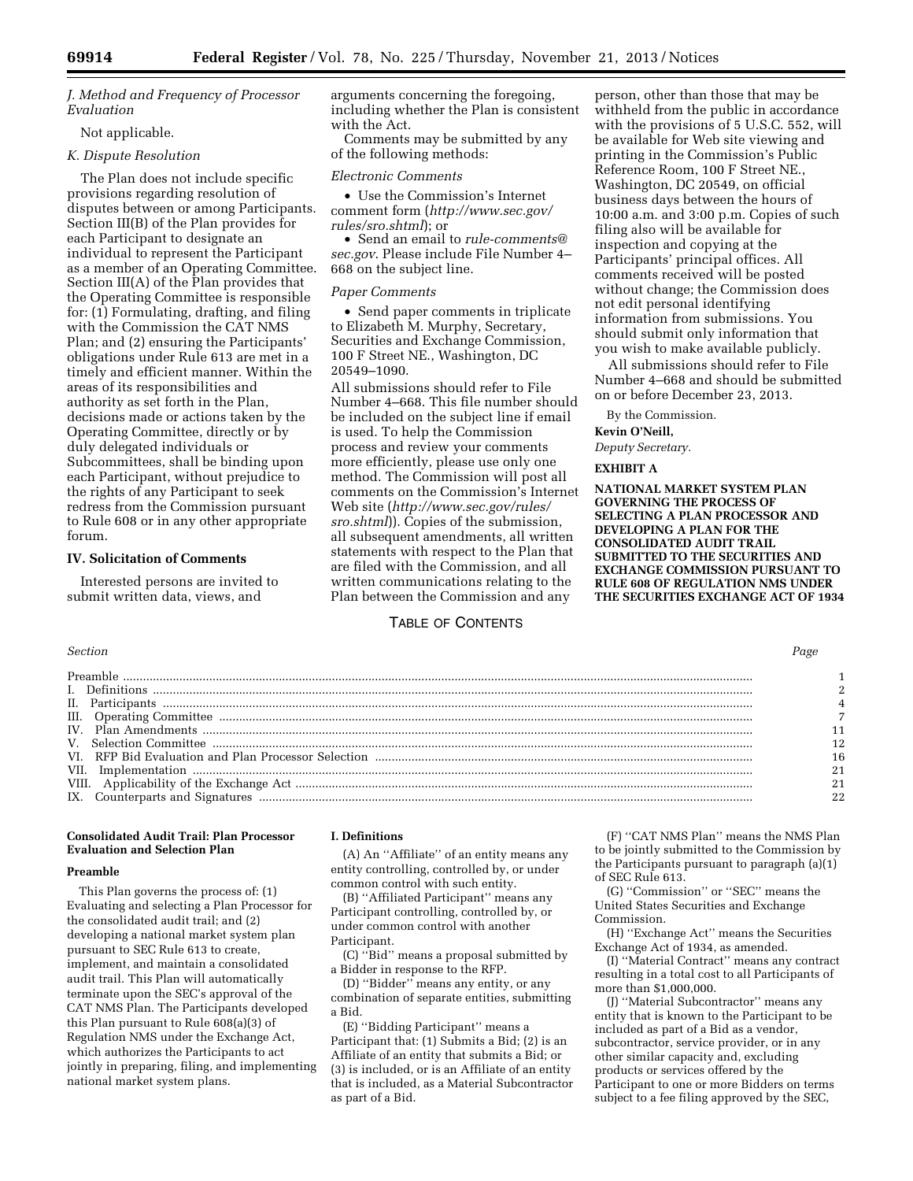### *J. Method and Frequency of Processor Evaluation*

Not applicable.

### *K. Dispute Resolution*

The Plan does not include specific provisions regarding resolution of disputes between or among Participants. Section III(B) of the Plan provides for each Participant to designate an individual to represent the Participant as a member of an Operating Committee. Section III(A) of the Plan provides that the Operating Committee is responsible for: (1) Formulating, drafting, and filing with the Commission the CAT NMS Plan; and (2) ensuring the Participants' obligations under Rule 613 are met in a timely and efficient manner. Within the areas of its responsibilities and authority as set forth in the Plan, decisions made or actions taken by the Operating Committee, directly or by duly delegated individuals or Subcommittees, shall be binding upon each Participant, without prejudice to the rights of any Participant to seek redress from the Commission pursuant to Rule 608 or in any other appropriate forum.

## IV. Solicitation of Comments

Interested persons are invited to submit written data, views, and arguments concerning the foregoing, including whether the Plan is consistent with the Act.

Comments may be submitted by any of the following methods:

*Electronic Comments*

- Use the Commission's Internet comment form (*http://www.sec.gov/rules/sro.shtml*); or
- Send an email to *rule-comments@sec.gov*. Please include File Number 4–668 on the subject line.

*Paper Comments*

- Send paper comments in triplicate to Elizabeth M. Murphy, Secretary, Securities and Exchange Commission, 100 F Street NE., Washington, DC 20549–1090.

All submissions should refer to File Number 4–668. This file number should be included on the subject line if email is used. To help the Commission process and review your comments more efficiently, please use only one method. The Commission will post all comments on the Commission's Internet Web site (*http://www.sec.gov/rules/sro.shtml*)). Copies of the submission, all subsequent amendments, all written statements with respect to the Plan that are filed with the Commission, and all written communications relating to the Plan between the Commission and any person, other than those that may be withheld from the public in accordance with the provisions of 5 U.S.C. 552, will be available for Web site viewing and printing in the Commission's Public Reference Room, 100 F Street NE., Washington, DC 20549, on official business days between the hours of 10:00 a.m. and 3:00 p.m. Copies of such filing also will be available for inspection and copying at the Participants' principal offices. All comments received will be posted without change; the Commission does not edit personal identifying information from submissions. You should submit only information that you wish to make available publicly.

All submissions should refer to File Number 4–668 and should be submitted on or before December 23, 2013.

By the Commission.

**Kevin O'Neill,**

*Deputy Secretary.*

**EXHIBIT A**

**NATIONAL MARKET SYSTEM PLAN GOVERNING THE PROCESS OF SELECTING A PLAN PROCESSOR AND DEVELOPING A PLAN FOR THE CONSOLIDATED AUDIT TRAIL SUBMITTED TO THE SECURITIES AND EXCHANGE COMMISSION PURSUANT TO RULE 608 OF REGULATION NMS UNDER THE SECURITIES EXCHANGE ACT OF 1934**

TABLE OF CONTENTS

| Section | Page |
|---|---|
| Preamble | 1 |
| I. Definitions | 2 |
| II. Participants | 4 |
| III. Operating Committee | 7 |
| IV. Plan Amendments | 11 |
| V. Selection Committee | 12 |
| VI. RFP Bid Evaluation and Plan Processor Selection | 16 |
| VII. Implementation | 21 |
| VIII. Applicability of the Exchange Act | 21 |
| IX. Counterparts and Signatures | 22 |

**Consolidated Audit Trail: Plan Processor Evaluation and Selection Plan**

**Preamble**

This Plan governs the process of: (1) Evaluating and selecting a Plan Processor for the consolidated audit trail; and (2) developing a national market system plan pursuant to SEC Rule 613 to create, implement, and maintain a consolidated audit trail. This Plan will automatically terminate upon the SEC's approval of the CAT NMS Plan. The Participants developed this Plan pursuant to Rule 608(a)(3) of Regulation NMS under the Exchange Act, which authorizes the Participants to act jointly in preparing, filing, and implementing national market system plans.

**I. Definitions**

(A) An ''Affiliate'' of an entity means any entity controlling, controlled by, or under common control with such entity.

(B) ''Affiliated Participant'' means any Participant controlling, controlled by, or under common control with another Participant.

(C) ''Bid'' means a proposal submitted by a Bidder in response to the RFP.

(D) ''Bidder'' means any entity, or any combination of separate entities, submitting a Bid.

(E) ''Bidding Participant'' means a Participant that: (1) Submits a Bid; (2) is an Affiliate of an entity that submits a Bid; or (3) is included, or is an Affiliate of an entity that is included, as a Material Subcontractor as part of a Bid.

(F) ''CAT NMS Plan'' means the NMS Plan to be jointly submitted to the Commission by the Participants pursuant to paragraph (a)(1) of SEC Rule 613.

(G) ''Commission'' or ''SEC'' means the United States Securities and Exchange Commission.

(H) ''Exchange Act'' means the Securities Exchange Act of 1934, as amended.

(I) ''Material Contract'' means any contract resulting in a total cost to all Participants of more than $1,000,000.

(J) ''Material Subcontractor'' means any entity that is known to the Participant to be included as part of a Bid as a vendor, subcontractor, service provider, or in any other similar capacity and, excluding products or services offered by the Participant to one or more Bidders on terms subject to a fee filing approved by the SEC,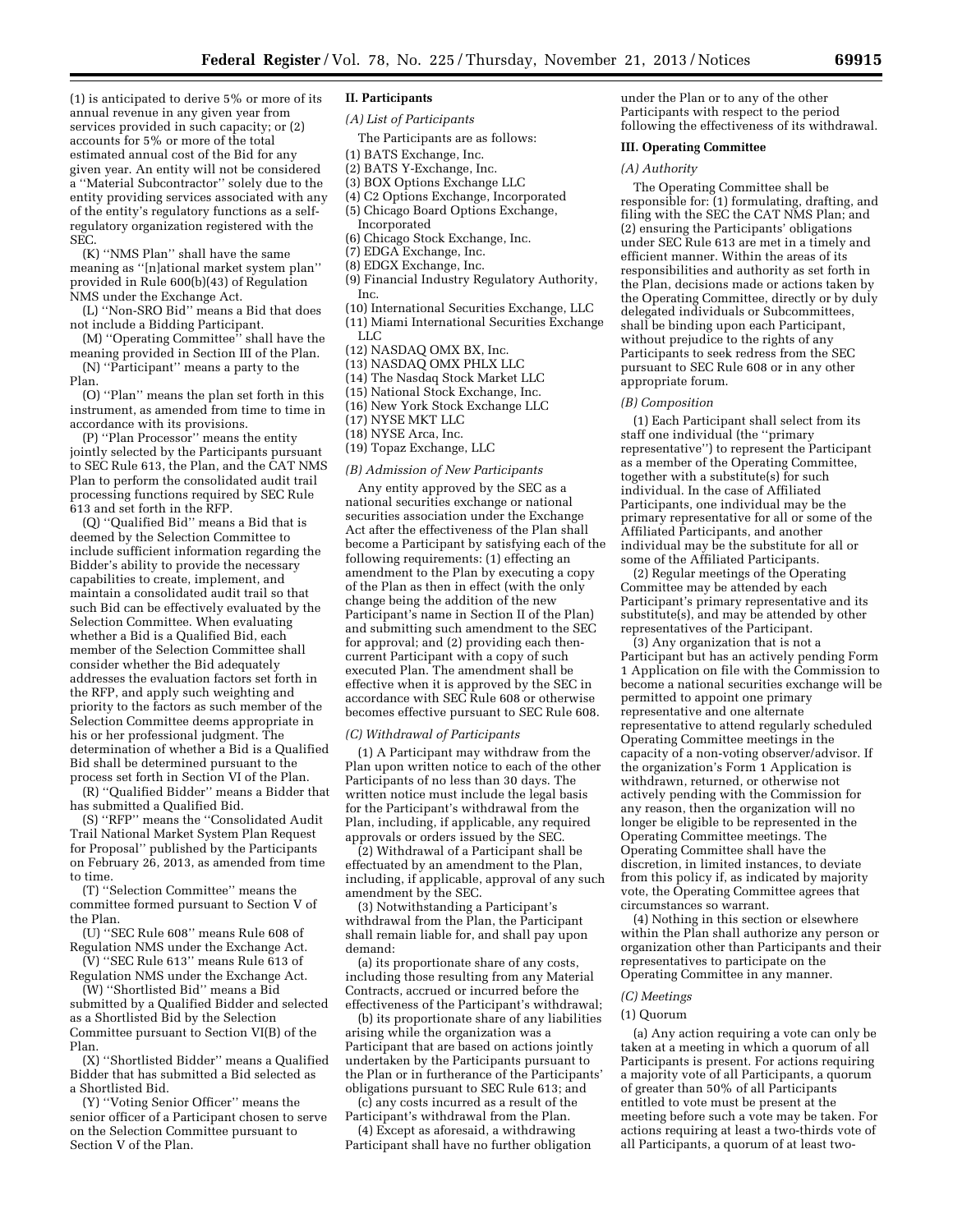(1) is anticipated to derive 5% or more of its annual revenue in any given year from services provided in such capacity; or (2) accounts for 5% or more of the total estimated annual cost of the Bid for any given year. An entity will not be considered a ''Material Subcontractor'' solely due to the entity providing services associated with any of the entity's regulatory functions as a self-regulatory organization registered with the SEC.

(K) ''NMS Plan'' shall have the same meaning as ''[n]ational market system plan'' provided in Rule 600(b)(43) of Regulation NMS under the Exchange Act.

(L) ''Non-SRO Bid'' means a Bid that does not include a Bidding Participant.

(M) ''Operating Committee'' shall have the meaning provided in Section III of the Plan.

(N) ''Participant'' means a party to the Plan.

(O) ''Plan'' means the plan set forth in this instrument, as amended from time to time in accordance with its provisions.

(P) ''Plan Processor'' means the entity jointly selected by the Participants pursuant to SEC Rule 613, the Plan, and the CAT NMS Plan to perform the consolidated audit trail processing functions required by SEC Rule 613 and set forth in the RFP.

(Q) ''Qualified Bid'' means a Bid that is deemed by the Selection Committee to include sufficient information regarding the Bidder's ability to provide the necessary capabilities to create, implement, and maintain a consolidated audit trail so that such Bid can be effectively evaluated by the Selection Committee. When evaluating whether a Bid is a Qualified Bid, each member of the Selection Committee shall consider whether the Bid adequately addresses the evaluation factors set forth in the RFP, and apply such weighting and priority to the factors as such member of the Selection Committee deems appropriate in his or her professional judgment. The determination of whether a Bid is a Qualified Bid shall be determined pursuant to the process set forth in Section VI of the Plan.

(R) ''Qualified Bidder'' means a Bidder that has submitted a Qualified Bid.

(S) ''RFP'' means the ''Consolidated Audit Trail National Market System Plan Request for Proposal'' published by the Participants on February 26, 2013, as amended from time to time.

(T) ''Selection Committee'' means the committee formed pursuant to Section V of the Plan.

(U) ''SEC Rule 608'' means Rule 608 of Regulation NMS under the Exchange Act.

(V) ''SEC Rule 613'' means Rule 613 of Regulation NMS under the Exchange Act.

(W) ''Shortlisted Bid'' means a Bid submitted by a Qualified Bidder and selected as a Shortlisted Bid by the Selection Committee pursuant to Section VI(B) of the Plan.

(X) ''Shortlisted Bidder'' means a Qualified Bidder that has submitted a Bid selected as a Shortlisted Bid.

(Y) ''Voting Senior Officer'' means the senior officer of a Participant chosen to serve on the Selection Committee pursuant to Section V of the Plan.

## II. Participants

*(A) List of Participants*

The Participants are as follows:

(1) BATS Exchange, Inc.
(2) BATS Y-Exchange, Inc.
(3) BOX Options Exchange LLC
(4) C2 Options Exchange, Incorporated
(5) Chicago Board Options Exchange, Incorporated
(6) Chicago Stock Exchange, Inc.
(7) EDGA Exchange, Inc.
(8) EDGX Exchange, Inc.
(9) Financial Industry Regulatory Authority, Inc.
(10) International Securities Exchange, LLC
(11) Miami International Securities Exchange LLC
(12) NASDAQ OMX BX, Inc.
(13) NASDAQ OMX PHLX LLC
(14) The Nasdaq Stock Market LLC
(15) National Stock Exchange, Inc.
(16) New York Stock Exchange LLC
(17) NYSE MKT LLC
(18) NYSE Arca, Inc.
(19) Topaz Exchange, LLC

*(B) Admission of New Participants*

Any entity approved by the SEC as a national securities exchange or national securities association under the Exchange Act after the effectiveness of the Plan shall become a Participant by satisfying each of the following requirements: (1) effecting an amendment to the Plan by executing a copy of the Plan as then in effect (with the only change being the addition of the new Participant's name in Section II of the Plan) and submitting such amendment to the SEC for approval; and (2) providing each then-current Participant with a copy of such executed Plan. The amendment shall be effective when it is approved by the SEC in accordance with SEC Rule 608 or otherwise becomes effective pursuant to SEC Rule 608.

*(C) Withdrawal of Participants*

(1) A Participant may withdraw from the Plan upon written notice to each of the other Participants of no less than 30 days. The written notice must include the legal basis for the Participant's withdrawal from the Plan, including, if applicable, any required approvals or orders issued by the SEC.

(2) Withdrawal of a Participant shall be effectuated by an amendment to the Plan, including, if applicable, approval of any such amendment by the SEC.

(3) Notwithstanding a Participant's withdrawal from the Plan, the Participant shall remain liable for, and shall pay upon demand:

(a) its proportionate share of any costs, including those resulting from any Material Contracts, accrued or incurred before the effectiveness of the Participant's withdrawal;

(b) its proportionate share of any liabilities arising while the organization was a Participant that are based on actions jointly undertaken by the Participants pursuant to the Plan or in furtherance of the Participants' obligations pursuant to SEC Rule 613; and

(c) any costs incurred as a result of the Participant's withdrawal from the Plan.

(4) Except as aforesaid, a withdrawing Participant shall have no further obligation under the Plan or to any of the other Participants with respect to the period following the effectiveness of its withdrawal.

## III. Operating Committee

*(A) Authority*

The Operating Committee shall be responsible for: (1) formulating, drafting, and filing with the SEC the CAT NMS Plan; and (2) ensuring the Participants' obligations under SEC Rule 613 are met in a timely and efficient manner. Within the areas of its responsibilities and authority as set forth in the Plan, decisions made or actions taken by the Operating Committee, directly or by duly delegated individuals or Subcommittees, shall be binding upon each Participant, without prejudice to the rights of any Participants to seek redress from the SEC pursuant to SEC Rule 608 or in any other appropriate forum.

*(B) Composition*

(1) Each Participant shall select from its staff one individual (the ''primary representative'') to represent the Participant as a member of the Operating Committee, together with a substitute(s) for such individual. In the case of Affiliated Participants, one individual may be the primary representative for all or some of the Affiliated Participants, and another individual may be the substitute for all or some of the Affiliated Participants.

(2) Regular meetings of the Operating Committee may be attended by each Participant's primary representative and its substitute(s), and may be attended by other representatives of the Participant.

(3) Any organization that is not a Participant but has an actively pending Form 1 Application on file with the Commission to become a national securities exchange will be permitted to appoint one primary representative and one alternate representative to attend regularly scheduled Operating Committee meetings in the capacity of a non-voting observer/advisor. If the organization's Form 1 Application is withdrawn, returned, or otherwise not actively pending with the Commission for any reason, then the organization will no longer be eligible to be represented in the Operating Committee meetings. The Operating Committee shall have the discretion, in limited instances, to deviate from this policy if, as indicated by majority vote, the Operating Committee agrees that circumstances so warrant.

(4) Nothing in this section or elsewhere within the Plan shall authorize any person or organization other than Participants and their representatives to participate on the Operating Committee in any manner.

*(C) Meetings*

(1) Quorum

(a) Any action requiring a vote can only be taken at a meeting in which a quorum of all Participants is present. For actions requiring a majority vote of all Participants, a quorum of greater than 50% of all Participants entitled to vote must be present at the meeting before such a vote may be taken. For actions requiring at least a two-thirds vote of all Participants, a quorum of at least two-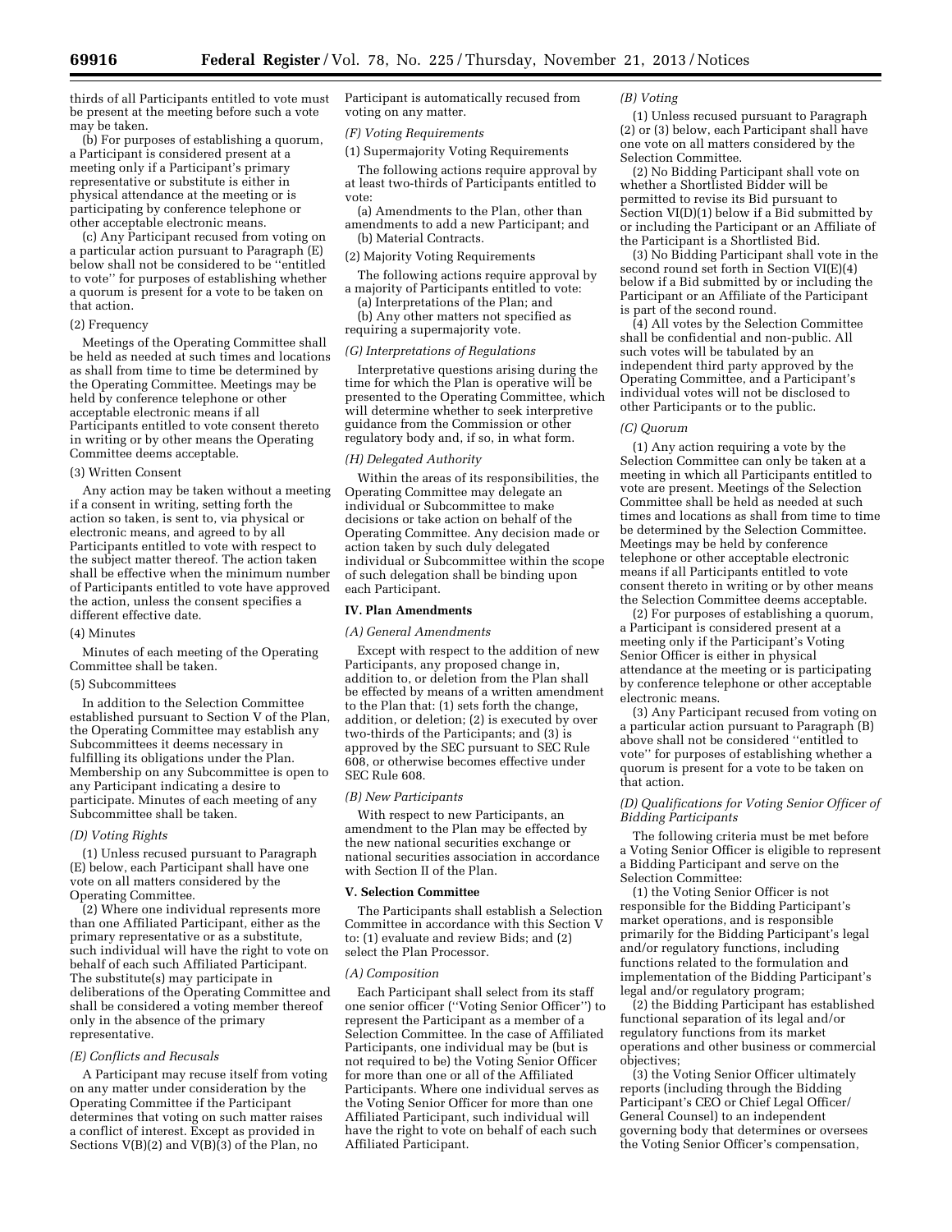thirds of all Participants entitled to vote must be present at the meeting before such a vote may be taken.

(b) For purposes of establishing a quorum, a Participant is considered present at a meeting only if a Participant's primary representative or substitute is either in physical attendance at the meeting or is participating by conference telephone or other acceptable electronic means.

(c) Any Participant recused from voting on a particular action pursuant to Paragraph (E) below shall not be considered to be "entitled to vote" for purposes of establishing whether a quorum is present for a vote to be taken on that action.

(2) Frequency

Meetings of the Operating Committee shall be held as needed at such times and locations as shall from time to time be determined by the Operating Committee. Meetings may be held by conference telephone or other acceptable electronic means if all Participants entitled to vote consent thereto in writing or by other means the Operating Committee deems acceptable.

(3) Written Consent

Any action may be taken without a meeting if a consent in writing, setting forth the action so taken, is sent to, via physical or electronic means, and agreed to by all Participants entitled to vote with respect to the subject matter thereof. The action taken shall be effective when the minimum number of Participants entitled to vote have approved the action, unless the consent specifies a different effective date.

(4) Minutes

Minutes of each meeting of the Operating Committee shall be taken.

(5) Subcommittees

In addition to the Selection Committee established pursuant to Section V of the Plan, the Operating Committee may establish any Subcommittees it deems necessary in fulfilling its obligations under the Plan. Membership on any Subcommittee is open to any Participant indicating a desire to participate. Minutes of each meeting of any Subcommittee shall be taken.

*(D) Voting Rights*

(1) Unless recused pursuant to Paragraph (E) below, each Participant shall have one vote on all matters considered by the Operating Committee.

(2) Where one individual represents more than one Affiliated Participant, either as the primary representative or as a substitute, such individual will have the right to vote on behalf of each such Affiliated Participant. The substitute(s) may participate in deliberations of the Operating Committee and shall be considered a voting member thereof only in the absence of the primary representative.

*(E) Conflicts and Recusals*

A Participant may recuse itself from voting on any matter under consideration by the Operating Committee if the Participant determines that voting on such matter raises a conflict of interest. Except as provided in Sections V(B)(2) and V(B)(3) of the Plan, no Participant is automatically recused from voting on any matter.

*(F) Voting Requirements*

(1) Supermajority Voting Requirements

The following actions require approval by at least two-thirds of Participants entitled to vote:

(a) Amendments to the Plan, other than amendments to add a new Participant; and

(b) Material Contracts.

(2) Majority Voting Requirements

The following actions require approval by a majority of Participants entitled to vote:

(a) Interpretations of the Plan; and

(b) Any other matters not specified as requiring a supermajority vote.

*(G) Interpretations of Regulations*

Interpretative questions arising during the time for which the Plan is operative will be presented to the Operating Committee, which will determine whether to seek interpretive guidance from the Commission or other regulatory body and, if so, in what form.

*(H) Delegated Authority*

Within the areas of its responsibilities, the Operating Committee may delegate an individual or Subcommittee to make decisions or take action on behalf of the Operating Committee. Any decision made or action taken by such duly delegated individual or Subcommittee within the scope of such delegation shall be binding upon each Participant.

## IV. Plan Amendments

*(A) General Amendments*

Except with respect to the addition of new Participants, any proposed change in, addition to, or deletion from the Plan shall be effected by means of a written amendment to the Plan that: (1) sets forth the change, addition, or deletion; (2) is executed by over two-thirds of the Participants; and (3) is approved by the SEC pursuant to SEC Rule 608, or otherwise becomes effective under SEC Rule 608.

*(B) New Participants*

With respect to new Participants, an amendment to the Plan may be effected by the new national securities exchange or national securities association in accordance with Section II of the Plan.

## V. Selection Committee

The Participants shall establish a Selection Committee in accordance with this Section V to: (1) evaluate and review Bids; and (2) select the Plan Processor.

*(A) Composition*

Each Participant shall select from its staff one senior officer ("Voting Senior Officer") to represent the Participant as a member of a Selection Committee. In the case of Affiliated Participants, one individual may be (but is not required to be) the Voting Senior Officer for more than one or all of the Affiliated Participants. Where one individual serves as the Voting Senior Officer for more than one Affiliated Participant, such individual will have the right to vote on behalf of each such Affiliated Participant.

*(B) Voting*

(1) Unless recused pursuant to Paragraph (2) or (3) below, each Participant shall have one vote on all matters considered by the Selection Committee.

(2) No Bidding Participant shall vote on whether a Shortlisted Bidder will be permitted to revise its Bid pursuant to Section VI(D)(1) below if a Bid submitted by or including the Participant or an Affiliate of the Participant is a Shortlisted Bid.

(3) No Bidding Participant shall vote in the second round set forth in Section VI(E)(4) below if a Bid submitted by or including the Participant or an Affiliate of the Participant is part of the second round.

(4) All votes by the Selection Committee shall be confidential and non-public. All such votes will be tabulated by an independent third party approved by the Operating Committee, and a Participant's individual votes will not be disclosed to other Participants or to the public.

*(C) Quorum*

(1) Any action requiring a vote by the Selection Committee can only be taken at a meeting in which all Participants entitled to vote are present. Meetings of the Selection Committee shall be held as needed at such times and locations as shall from time to time be determined by the Selection Committee. Meetings may be held by conference telephone or other acceptable electronic means if all Participants entitled to vote consent thereto in writing or by other means the Selection Committee deems acceptable.

(2) For purposes of establishing a quorum, a Participant is considered present at a meeting only if the Participant's Voting Senior Officer is either in physical attendance at the meeting or is participating by conference telephone or other acceptable electronic means.

(3) Any Participant recused from voting on a particular action pursuant to Paragraph (B) above shall not be considered "entitled to vote" for purposes of establishing whether a quorum is present for a vote to be taken on that action.

*(D) Qualifications for Voting Senior Officer of Bidding Participants*

The following criteria must be met before a Voting Senior Officer is eligible to represent a Bidding Participant and serve on the Selection Committee:

(1) the Voting Senior Officer is not responsible for the Bidding Participant's market operations, and is responsible primarily for the Bidding Participant's legal and/or regulatory functions, including functions related to the formulation and implementation of the Bidding Participant's legal and/or regulatory program;

(2) the Bidding Participant has established functional separation of its legal and/or regulatory functions from its market operations and other business or commercial objectives;

(3) the Voting Senior Officer ultimately reports (including through the Bidding Participant's CEO or Chief Legal Officer/ General Counsel) to an independent governing body that determines or oversees the Voting Senior Officer's compensation,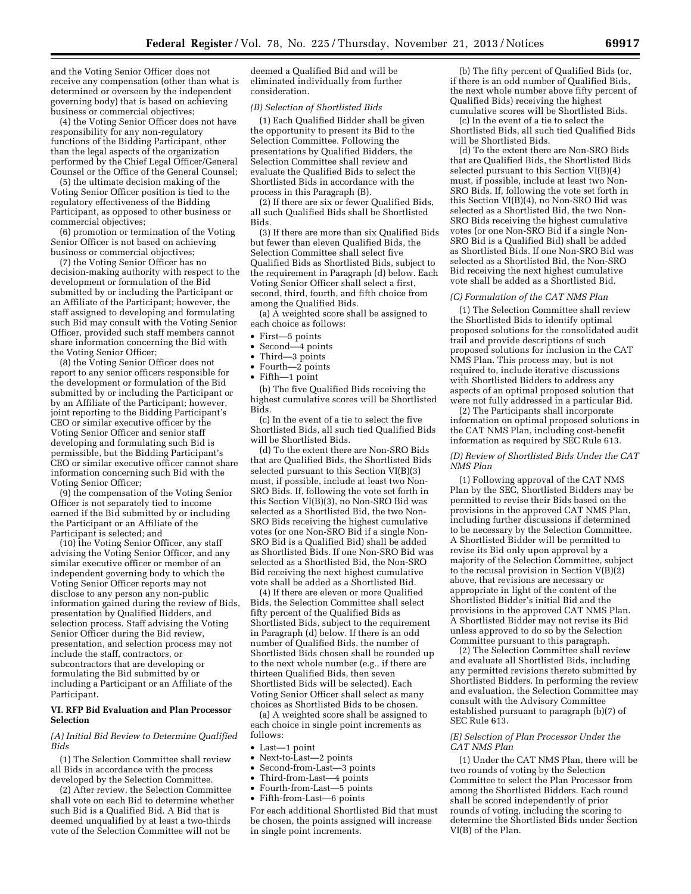and the Voting Senior Officer does not receive any compensation (other than what is determined or overseen by the independent governing body) that is based on achieving business or commercial objectives;

(4) the Voting Senior Officer does not have responsibility for any non-regulatory functions of the Bidding Participant, other than the legal aspects of the organization performed by the Chief Legal Officer/General Counsel or the Office of the General Counsel;

(5) the ultimate decision making of the Voting Senior Officer position is tied to the regulatory effectiveness of the Bidding Participant, as opposed to other business or commercial objectives;

(6) promotion or termination of the Voting Senior Officer is not based on achieving business or commercial objectives;

(7) the Voting Senior Officer has no decision-making authority with respect to the development or formulation of the Bid submitted by or including the Participant or an Affiliate of the Participant; however, the staff assigned to developing and formulating such Bid may consult with the Voting Senior Officer, provided such staff members cannot share information concerning the Bid with the Voting Senior Officer;

(8) the Voting Senior Officer does not report to any senior officers responsible for the development or formulation of the Bid submitted by or including the Participant or by an Affiliate of the Participant; however, joint reporting to the Bidding Participant's CEO or similar executive officer by the Voting Senior Officer and senior staff developing and formulating such Bid is permissible, but the Bidding Participant's CEO or similar executive officer cannot share information concerning such Bid with the Voting Senior Officer;

(9) the compensation of the Voting Senior Officer is not separately tied to income earned if the Bid submitted by or including the Participant or an Affiliate of the Participant is selected; and

(10) the Voting Senior Officer, any staff advising the Voting Senior Officer, and any similar executive officer or member of an independent governing body to which the Voting Senior Officer reports may not disclose to any person any non-public information gained during the review of Bids, presentation by Qualified Bidders, and selection process. Staff advising the Voting Senior Officer during the Bid review, presentation, and selection process may not include the staff, contractors, or subcontractors that are developing or formulating the Bid submitted by or including a Participant or an Affiliate of the Participant.

## VI. RFP Bid Evaluation and Plan Processor Selection

*(A) Initial Bid Review to Determine Qualified Bids*

(1) The Selection Committee shall review all Bids in accordance with the process developed by the Selection Committee.

(2) After review, the Selection Committee shall vote on each Bid to determine whether such Bid is a Qualified Bid. A Bid that is deemed unqualified by at least a two-thirds vote of the Selection Committee will not be deemed a Qualified Bid and will be eliminated individually from further consideration.

*(B) Selection of Shortlisted Bids*

(1) Each Qualified Bidder shall be given the opportunity to present its Bid to the Selection Committee. Following the presentations by Qualified Bidders, the Selection Committee shall review and evaluate the Qualified Bids to select the Shortlisted Bids in accordance with the process in this Paragraph (B).

(2) If there are six or fewer Qualified Bids, all such Qualified Bids shall be Shortlisted Bids.

(3) If there are more than six Qualified Bids but fewer than eleven Qualified Bids, the Selection Committee shall select five Qualified Bids as Shortlisted Bids, subject to the requirement in Paragraph (d) below. Each Voting Senior Officer shall select a first, second, third, fourth, and fifth choice from among the Qualified Bids.

(a) A weighted score shall be assigned to each choice as follows:

- First—5 points
- Second—4 points
- Third—3 points
- Fourth—2 points
- Fifth—1 point

(b) The five Qualified Bids receiving the highest cumulative scores will be Shortlisted Bids.

(c) In the event of a tie to select the five Shortlisted Bids, all such tied Qualified Bids will be Shortlisted Bids.

(d) To the extent there are Non-SRO Bids that are Qualified Bids, the Shortlisted Bids selected pursuant to this Section VI(B)(3) must, if possible, include at least two Non-SRO Bids. If, following the vote set forth in this Section VI(B)(3), no Non-SRO Bid was selected as a Shortlisted Bid, the two Non-SRO Bids receiving the highest cumulative votes (or one Non-SRO Bid if a single Non-SRO Bid is a Qualified Bid) shall be added as Shortlisted Bids. If one Non-SRO Bid was selected as a Shortlisted Bid, the Non-SRO Bid receiving the next highest cumulative vote shall be added as a Shortlisted Bid.

(4) If there are eleven or more Qualified Bids, the Selection Committee shall select fifty percent of the Qualified Bids as Shortlisted Bids, subject to the requirement in Paragraph (d) below. If there is an odd number of Qualified Bids, the number of Shortlisted Bids chosen shall be rounded up to the next whole number (e.g., if there are thirteen Qualified Bids, then seven Shortlisted Bids will be selected). Each Voting Senior Officer shall select as many choices as Shortlisted Bids to be chosen.

(a) A weighted score shall be assigned to each choice in single point increments as follows:

- Last—1 point
- Next-to-Last—2 points
- Second-from-Last—3 points
- Third-from-Last—4 points
- Fourth-from-Last—5 points
- Fifth-from-Last—6 points

For each additional Shortlisted Bid that must be chosen, the points assigned will increase in single point increments.

(b) The fifty percent of Qualified Bids (or, if there is an odd number of Qualified Bids, the next whole number above fifty percent of Qualified Bids) receiving the highest cumulative scores will be Shortlisted Bids.

(c) In the event of a tie to select the Shortlisted Bids, all such tied Qualified Bids will be Shortlisted Bids.

(d) To the extent there are Non-SRO Bids that are Qualified Bids, the Shortlisted Bids selected pursuant to this Section VI(B)(4) must, if possible, include at least two Non-SRO Bids. If, following the vote set forth in this Section VI(B)(4), no Non-SRO Bid was selected as a Shortlisted Bid, the two Non-SRO Bids receiving the highest cumulative votes (or one Non-SRO Bid if a single Non-SRO Bid is a Qualified Bid) shall be added as Shortlisted Bids. If one Non-SRO Bid was selected as a Shortlisted Bid, the Non-SRO Bid receiving the next highest cumulative vote shall be added as a Shortlisted Bid.

*(C) Formulation of the CAT NMS Plan*

(1) The Selection Committee shall review the Shortlisted Bids to identify optimal proposed solutions for the consolidated audit trail and provide descriptions of such proposed solutions for inclusion in the CAT NMS Plan. This process may, but is not required to, include iterative discussions with Shortlisted Bidders to address any aspects of an optimal proposed solution that were not fully addressed in a particular Bid.

(2) The Participants shall incorporate information on optimal proposed solutions in the CAT NMS Plan, including cost-benefit information as required by SEC Rule 613.

*(D) Review of Shortlisted Bids Under the CAT NMS Plan*

(1) Following approval of the CAT NMS Plan by the SEC, Shortlisted Bidders may be permitted to revise their Bids based on the provisions in the approved CAT NMS Plan, including further discussions if determined to be necessary by the Selection Committee. A Shortlisted Bidder will be permitted to revise its Bid only upon approval by a majority of the Selection Committee, subject to the recusal provision in Section V(B)(2) above, that revisions are necessary or appropriate in light of the content of the Shortlisted Bidder's initial Bid and the provisions in the approved CAT NMS Plan. A Shortlisted Bidder may not revise its Bid unless approved to do so by the Selection Committee pursuant to this paragraph.

(2) The Selection Committee shall review and evaluate all Shortlisted Bids, including any permitted revisions thereto submitted by Shortlisted Bidders. In performing the review and evaluation, the Selection Committee may consult with the Advisory Committee established pursuant to paragraph (b)(7) of SEC Rule 613.

*(E) Selection of Plan Processor Under the CAT NMS Plan*

(1) Under the CAT NMS Plan, there will be two rounds of voting by the Selection Committee to select the Plan Processor from among the Shortlisted Bidders. Each round shall be scored independently of prior rounds of voting, including the scoring to determine the Shortlisted Bids under Section VI(B) of the Plan.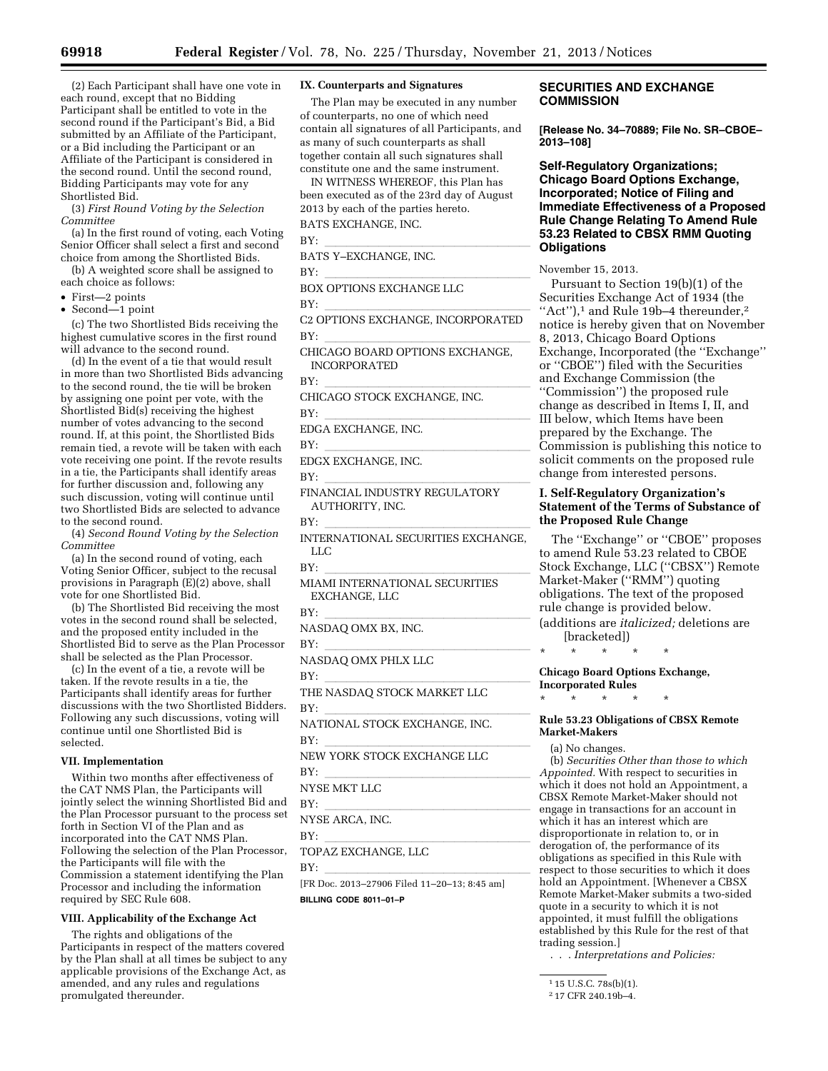(2) Each Participant shall have one vote in each round, except that no Bidding Participant shall be entitled to vote in the second round if the Participant's Bid, a Bid submitted by an Affiliate of the Participant, or a Bid including the Participant or an Affiliate of the Participant is considered in the second round. Until the second round, Bidding Participants may vote for any Shortlisted Bid.

(3) *First Round Voting by the Selection Committee*

(a) In the first round of voting, each Voting Senior Officer shall select a first and second choice from among the Shortlisted Bids.

(b) A weighted score shall be assigned to each choice as follows:

- First—2 points
- Second—1 point

(c) The two Shortlisted Bids receiving the highest cumulative scores in the first round will advance to the second round.

(d) In the event of a tie that would result in more than two Shortlisted Bids advancing to the second round, the tie will be broken by assigning one point per vote, with the Shortlisted Bid(s) receiving the highest number of votes advancing to the second round. If, at this point, the Shortlisted Bids remain tied, a revote will be taken with each vote receiving one point. If the revote results in a tie, the Participants shall identify areas for further discussion and, following any such discussion, voting will continue until two Shortlisted Bids are selected to advance to the second round.

(4) *Second Round Voting by the Selection Committee*

(a) In the second round of voting, each Voting Senior Officer, subject to the recusal provisions in Paragraph (E)(2) above, shall vote for one Shortlisted Bid.

(b) The Shortlisted Bid receiving the most votes in the second round shall be selected, and the proposed entity included in the Shortlisted Bid to serve as the Plan Processor shall be selected as the Plan Processor.

(c) In the event of a tie, a revote will be taken. If the revote results in a tie, the Participants shall identify areas for further discussions with the two Shortlisted Bidders. Following any such discussions, voting will continue until one Shortlisted Bid is selected.

### VII. Implementation

Within two months after effectiveness of the CAT NMS Plan, the Participants will jointly select the winning Shortlisted Bid and the Plan Processor pursuant to the process set forth in Section VI of the Plan and as incorporated into the CAT NMS Plan. Following the selection of the Plan Processor, the Participants will file with the Commission a statement identifying the Plan Processor and including the information required by SEC Rule 608.

### VIII. Applicability of the Exchange Act

The rights and obligations of the Participants in respect of the matters covered by the Plan shall at all times be subject to any applicable provisions of the Exchange Act, as amended, and any rules and regulations promulgated thereunder.

### IX. Counterparts and Signatures

The Plan may be executed in any number of counterparts, no one of which need contain all signatures of all Participants, and as many of such counterparts as shall together contain all such signatures shall constitute one and the same instrument.

IN WITNESS WHEREOF, this Plan has been executed as of the 23rd day of August 2013 by each of the parties hereto.

BATS EXCHANGE, INC.

BY: ______

BATS Y–EXCHANGE, INC.

BY: ______

BOX OPTIONS EXCHANGE LLC

BY: ______

C2 OPTIONS EXCHANGE, INCORPORATED

BY: ______

CHICAGO BOARD OPTIONS EXCHANGE, INCORPORATED

BY: ______

CHICAGO STOCK EXCHANGE, INC.

BY: ______

EDGA EXCHANGE, INC.

BY: ______

EDGX EXCHANGE, INC.

BY: ______

FINANCIAL INDUSTRY REGULATORY AUTHORITY, INC.

BY: ______

INTERNATIONAL SECURITIES EXCHANGE, LLC

BY: ______

MIAMI INTERNATIONAL SECURITIES EXCHANGE, LLC

BY: ______

NASDAQ OMX BX, INC.

BY: ______

NASDAQ OMX PHLX LLC

BY: ______

THE NASDAQ STOCK MARKET LLC

BY: ______

NATIONAL STOCK EXCHANGE, INC.

BY: ______

NEW YORK STOCK EXCHANGE LLC

BY: ______

NYSE MKT LLC

BY: ______

NYSE ARCA, INC.

BY: ______

TOPAZ EXCHANGE, LLC

BY: ______

[FR Doc. 2013–27906 Filed 11–20–13; 8:45 am]

**BILLING CODE 8011–01–P**

## SECURITIES AND EXCHANGE COMMISSION

**[Release No. 34–70889; File No. SR–CBOE–2013–108]**

## Self-Regulatory Organizations; Chicago Board Options Exchange, Incorporated; Notice of Filing and Immediate Effectiveness of a Proposed Rule Change Relating To Amend Rule 53.23 Related to CBSX RMM Quoting Obligations

November 15, 2013.

Pursuant to Section 19(b)(1) of the Securities Exchange Act of 1934 (the ''Act''),[1] and Rule 19b–4 thereunder,[2] notice is hereby given that on November 8, 2013, Chicago Board Options Exchange, Incorporated (the ''Exchange'' or ''CBOE'') filed with the Securities and Exchange Commission (the ''Commission'') the proposed rule change as described in Items I, II, and III below, which Items have been prepared by the Exchange. The Commission is publishing this notice to solicit comments on the proposed rule change from interested persons.

### I. Self-Regulatory Organization's Statement of the Terms of Substance of the Proposed Rule Change

The ''Exchange'' or ''CBOE'' proposes to amend Rule 53.23 related to CBOE Stock Exchange, LLC (''CBSX'') Remote Market-Maker (''RMM'') quoting obligations. The text of the proposed rule change is provided below.

(additions are *italicized;* deletions are [bracketed])

\* \* \* \* \*

**Chicago Board Options Exchange, Incorporated Rules**

\* \* \* \* \*

**Rule 53.23 Obligations of CBSX Remote Market-Makers**

(a) No changes.

(b) *Securities Other than those to which Appointed.* With respect to securities in which it does not hold an Appointment, a CBSX Remote Market-Maker should not engage in transactions for an account in which it has an interest which are disproportionate in relation to, or in derogation of, the performance of its obligations as specified in this Rule with respect to those securities to which it does hold an Appointment. [Whenever a CBSX Remote Market-Maker submits a two-sided quote in a security to which it is not appointed, it must fulfill the obligations established by this Rule for the rest of that trading session.]

. . . *Interpretations and Policies:*

[1] 15 U.S.C. 78s(b)(1).

[2] 17 CFR 240.19b–4.